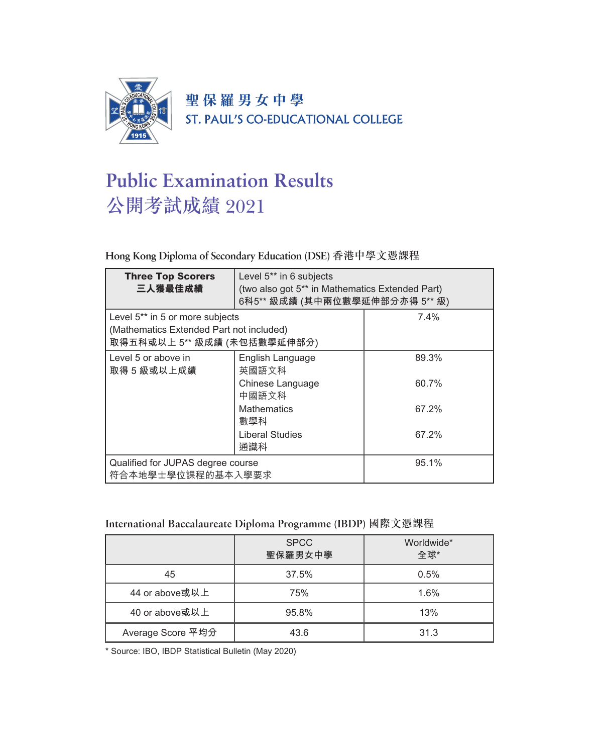聖保羅男女中學
ST. PAUL'S CO-EDUCATIONAL COLLEGE

# Public Examination Results
# 公開考試成績 2021

## Hong Kong Diploma of Secondary Education (DSE) 香港中學文憑課程

| **Three Top Scorers 三人獲最佳成績** | Level 5** in 6 subjects (two also got 5** in Mathematics Extended Part) 6科5** 級成績 (其中兩位數學延伸部分亦得 5** 級) | |
|---|---|---|
| Level 5** in 5 or more subjects (Mathematics Extended Part not included) 取得五科或以上 5** 級成績 (未包括數學延伸部分) | | 7.4% |
| Level 5 or above in 取得 5 級或以上成績 | English Language 英國語文科 | 89.3% |
| | Chinese Language 中國語文科 | 60.7% |
| | Mathematics 數學科 | 67.2% |
| | Liberal Studies 通識科 | 67.2% |
| Qualified for JUPAS degree course 符合本地學士學位課程的基本入學要求 | | 95.1% |

## International Baccalaureate Diploma Programme (IBDP) 國際文憑課程

| | SPCC 聖保羅男女中學 | Worldwide* 全球* |
|---|---|---|
| 45 | 37.5% | 0.5% |
| 44 or above或以上 | 75% | 1.6% |
| 40 or above或以上 | 95.8% | 13% |
| Average Score 平均分 | 43.6 | 31.3 |

* Source: IBO, IBDP Statistical Bulletin (May 2020)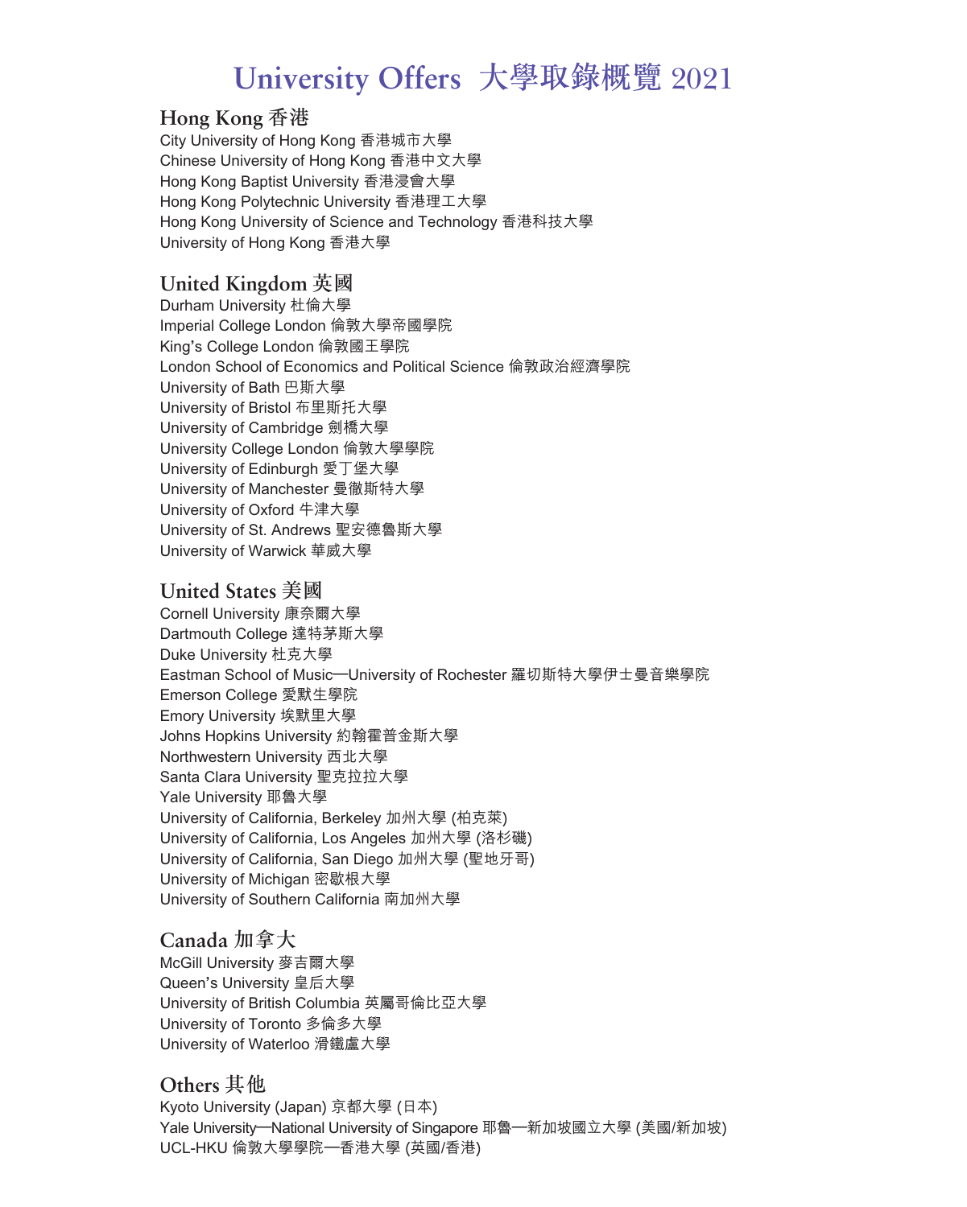# University Offers 大學取錄概覽 2021

## Hong Kong 香港

City University of Hong Kong 香港城市大學
Chinese University of Hong Kong 香港中文大學
Hong Kong Baptist University 香港浸會大學
Hong Kong Polytechnic University 香港理工大學
Hong Kong University of Science and Technology 香港科技大學
University of Hong Kong 香港大學

## United Kingdom 英國

Durham University 杜倫大學
Imperial College London 倫敦大學帝國學院
King's College London 倫敦國王學院
London School of Economics and Political Science 倫敦政治經濟學院
University of Bath 巴斯大學
University of Bristol 布里斯托大學
University of Cambridge 劍橋大學
University College London 倫敦大學學院
University of Edinburgh 愛丁堡大學
University of Manchester 曼徹斯特大學
University of Oxford 牛津大學
University of St. Andrews 聖安德魯斯大學
University of Warwick 華威大學

## United States 美國

Cornell University 康奈爾大學
Dartmouth College 達特茅斯大學
Duke University 杜克大學
Eastman School of Music—University of Rochester 羅切斯特大學伊士曼音樂學院
Emerson College 愛默生學院
Emory University 埃默里大學
Johns Hopkins University 約翰霍普金斯大學
Northwestern University 西北大學
Santa Clara University 聖克拉拉大學
Yale University 耶魯大學
University of California, Berkeley 加州大學 (柏克萊)
University of California, Los Angeles 加州大學 (洛杉磯)
University of California, San Diego 加州大學 (聖地牙哥)
University of Michigan 密歇根大學
University of Southern California 南加州大學

## Canada 加拿大

McGill University 麥吉爾大學
Queen's University 皇后大學
University of British Columbia 英屬哥倫比亞大學
University of Toronto 多倫多大學
University of Waterloo 滑鐵盧大學

## Others 其他

Kyoto University (Japan) 京都大學 (日本)
Yale University—National University of Singapore 耶魯—新加坡國立大學 (美國/新加坡)
UCL-HKU 倫敦大學學院—香港大學 (英國/香港)